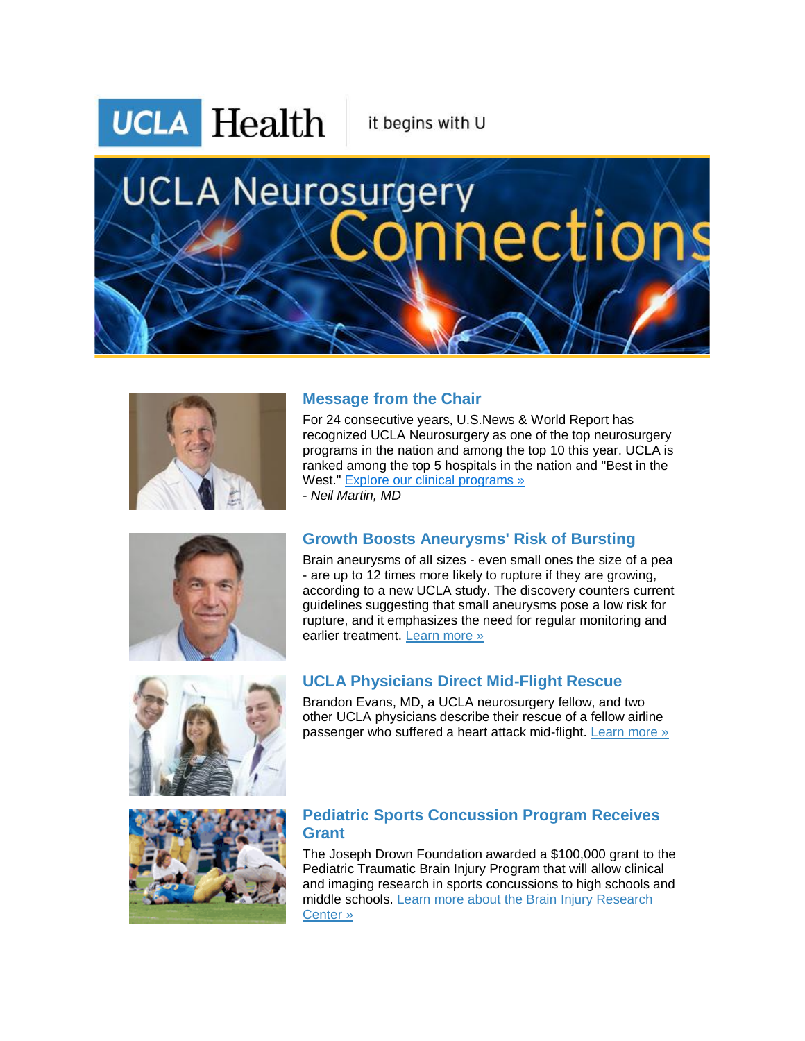UCLA Health | it begins with U

# UCLA Neurosurgery Connections

## Message from the Chair

For 24 consecutive years, U.S.News & World Report has recognized UCLA Neurosurgery as one of the top neurosurgery programs in the nation and among the top 10 this year. UCLA is ranked among the top 5 hospitals in the nation and "Best in the West." [Explore our clinical programs »]()

*- Neil Martin, MD*

## Growth Boosts Aneurysms' Risk of Bursting

Brain aneurysms of all sizes - even small ones the size of a pea - are up to 12 times more likely to rupture if they are growing, according to a new UCLA study. The discovery counters current guidelines suggesting that small aneurysms pose a low risk for rupture, and it emphasizes the need for regular monitoring and earlier treatment. [Learn more »]()

## UCLA Physicians Direct Mid-Flight Rescue

Brandon Evans, MD, a UCLA neurosurgery fellow, and two other UCLA physicians describe their rescue of a fellow airline passenger who suffered a heart attack mid-flight. [Learn more »]()

## Pediatric Sports Concussion Program Receives Grant

The Joseph Drown Foundation awarded a $100,000 grant to the Pediatric Traumatic Brain Injury Program that will allow clinical and imaging research in sports concussions to high schools and middle schools. [Learn more about the Brain Injury Research Center »]()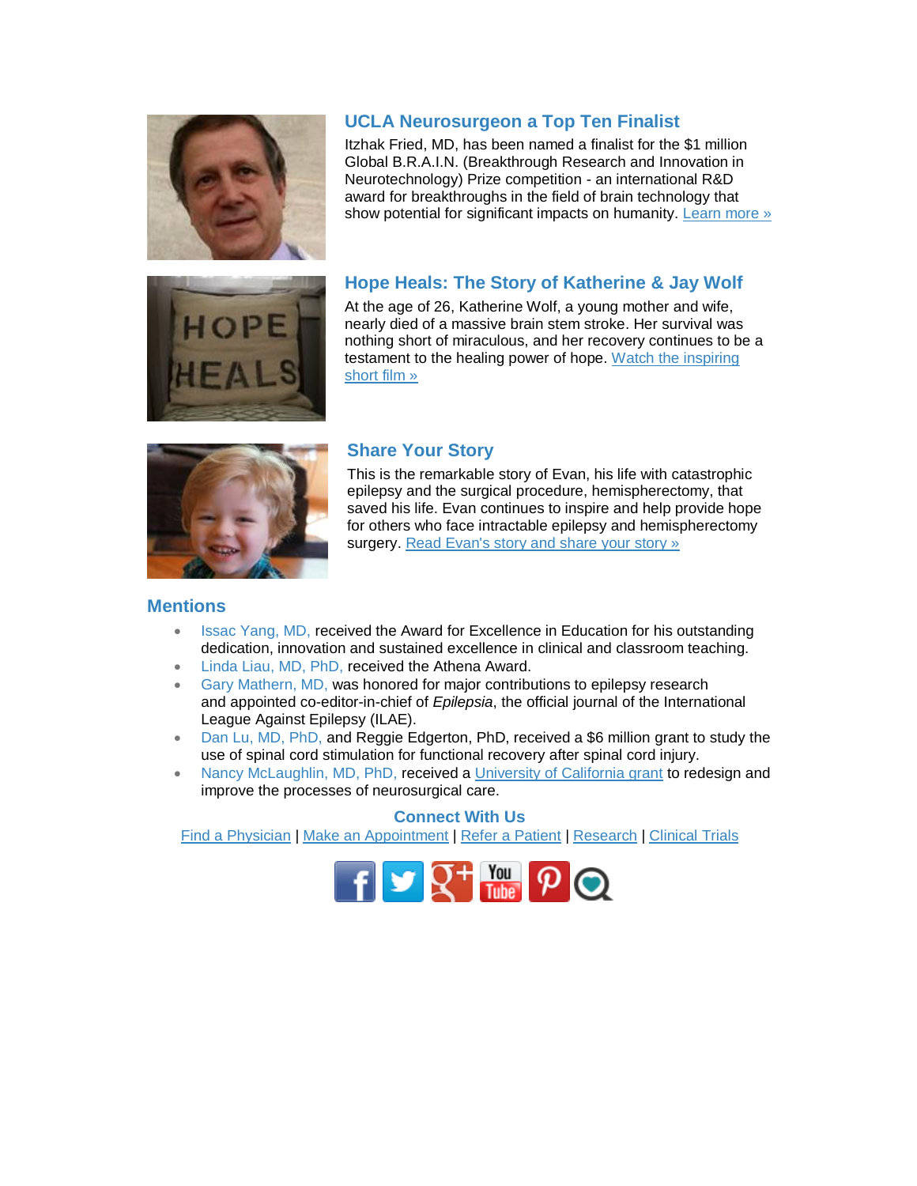## UCLA Neurosurgeon a Top Ten Finalist

Itzhak Fried, MD, has been named a finalist for the $1 million Global B.R.A.I.N. (Breakthrough Research and Innovation in Neurotechnology) Prize competition - an international R&D award for breakthroughs in the field of brain technology that show potential for significant impacts on humanity. Learn more »

## Hope Heals: The Story of Katherine & Jay Wolf

At the age of 26, Katherine Wolf, a young mother and wife, nearly died of a massive brain stem stroke. Her survival was nothing short of miraculous, and her recovery continues to be a testament to the healing power of hope. Watch the inspiring short film »

## Share Your Story

This is the remarkable story of Evan, his life with catastrophic epilepsy and the surgical procedure, hemispherectomy, that saved his life. Evan continues to inspire and help provide hope for others who face intractable epilepsy and hemispherectomy surgery. Read Evan's story and share your story »

## Mentions

- Issac Yang, MD, received the Award for Excellence in Education for his outstanding dedication, innovation and sustained excellence in clinical and classroom teaching.
- Linda Liau, MD, PhD, received the Athena Award.
- Gary Mathern, MD, was honored for major contributions to epilepsy research and appointed co-editor-in-chief of *Epilepsia*, the official journal of the International League Against Epilepsy (ILAE).
- Dan Lu, MD, PhD, and Reggie Edgerton, PhD, received a $6 million grant to study the use of spinal cord stimulation for functional recovery after spinal cord injury.
- Nancy McLaughlin, MD, PhD, received a University of California grant to redesign and improve the processes of neurosurgical care.

**Connect With Us**

Find a Physician | Make an Appointment | Refer a Patient | Research | Clinical Trials